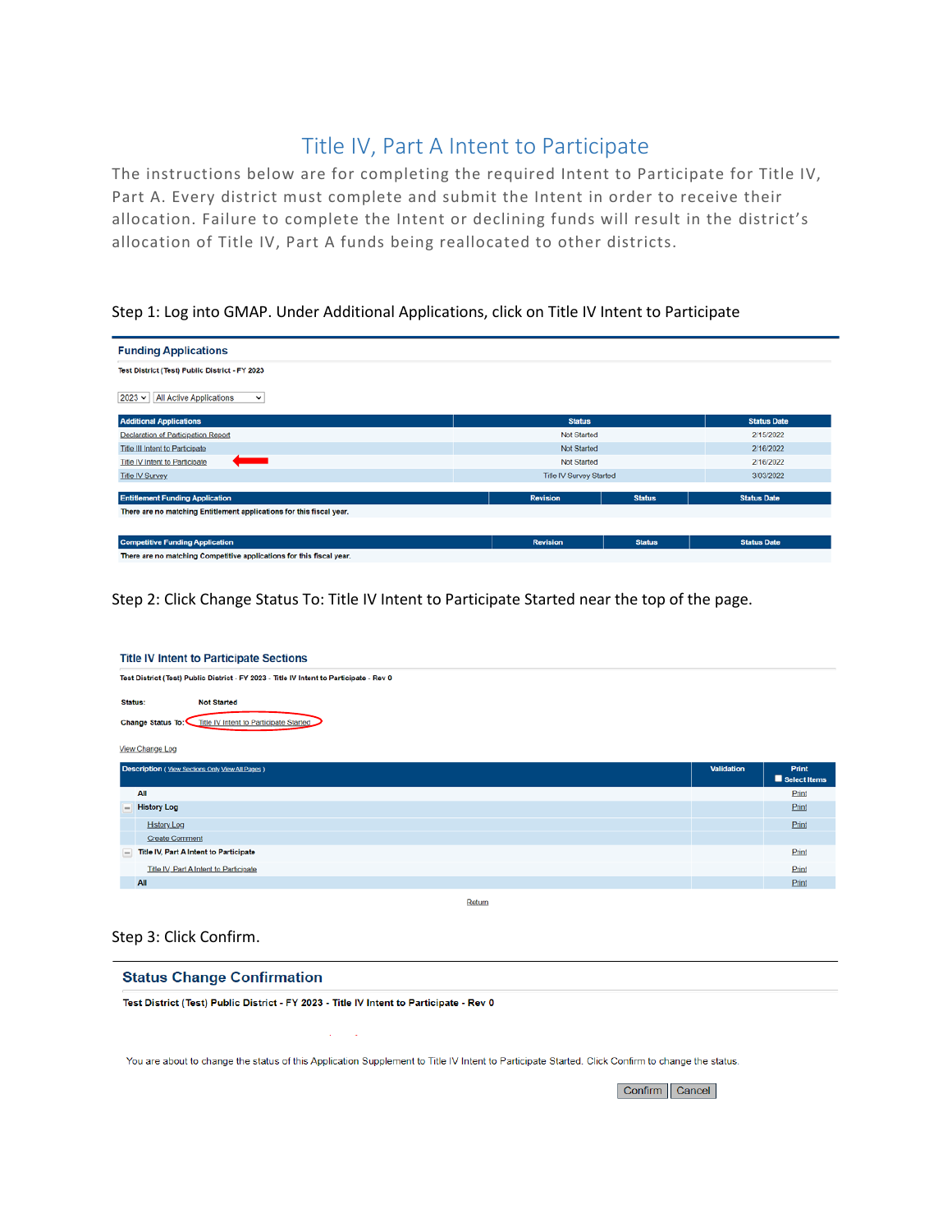# Title IV, Part A Intent to Participate

The instructions below are for completing the required Intent to Participate for Title IV, Part A. Every district must complete and submit the Intent in order to receive their allocation. Failure to complete the Intent or declining funds will result in the district's allocation of Title IV, Part A funds being reallocated to other districts.

Step 1: Log into GMAP. Under Additional Applications, click on Title IV Intent to Participate

**Funding Applications**

Test District (Test) Public District - FY 2023

2023 | All Active Applications

| Additional Applications | Status | Status Date |
|---|---|---|
| Declaration of Participation Report | Not Started | 2/15/2022 |
| Title III Intent to Participate | Not Started | 2/16/2022 |
| Title IV Intent to Participate | Not Started | 2/16/2022 |
| Title IV Survey | Title IV Survey Started | 3/03/2022 |

| Entitlement Funding Application | Revision | Status | Status Date |
|---|---|---|---|
| There are no matching Entitlement applications for this fiscal year. | | | |

| Competitive Funding Application | Revision | Status | Status Date |
|---|---|---|---|
| There are no matching Competitive applications for this fiscal year. | | | |

Step 2: Click Change Status To: Title IV Intent to Participate Started near the top of the page.

**Title IV Intent to Participate Sections**

Test District (Test) Public District - FY 2023 - Title IV Intent to Participate - Rev 0

Status: Not Started

Change Status To: Title IV Intent to Participate Started

View Change Log

| Description ( View Sections Only View All Pages ) | Validation | Print Select Items |
|---|---|---|
| All | | Print |
| History Log | | Print |
| History Log | | Print |
| Create Comment | | |
| Title IV, Part A Intent to Participate | | Print |
| Title IV, Part A Intent to Participate | | Print |
| All | | Print |

Return

Step 3: Click Confirm.

**Status Change Confirmation**

Test District (Test) Public District - FY 2023 - Title IV Intent to Participate - Rev 0

You are about to change the status of this Application Supplement to Title IV Intent to Participate Started. Click Confirm to change the status.

Confirm | Cancel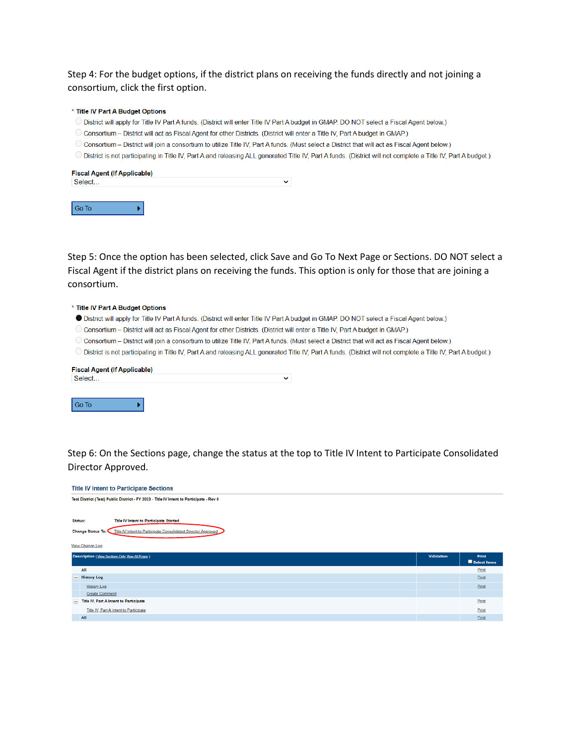Step 4: For the budget options, if the district plans on receiving the funds directly and not joining a consortium, click the first option.

\* **Title IV Part A Budget Options**

- ○ District will apply for Title IV Part A funds. (District will enter Title IV Part A budget in GMAP. DO NOT select a Fiscal Agent below.)
- ○ Consortium – District will act as Fiscal Agent for other Districts. (District will enter a Title IV, Part A budget in GMAP.)
- ○ Consortium – District will join a consortium to utilize Title IV, Part A funds. (Must select a District that will act as Fiscal Agent below.)
- ○ District is not participating in Title IV, Part A and releasing ALL generated Title IV, Part A funds. (District will not complete a Title IV, Part A budget.)

**Fiscal Agent (If Applicable)**

Select...

Go To

Step 5: Once the option has been selected, click Save and Go To Next Page or Sections. DO NOT select a Fiscal Agent if the district plans on receiving the funds. This option is only for those that are joining a consortium.

\* **Title IV Part A Budget Options**

- ● District will apply for Title IV Part A funds. (District will enter Title IV Part A budget in GMAP. DO NOT select a Fiscal Agent below.)
- ○ Consortium – District will act as Fiscal Agent for other Districts. (District will enter a Title IV, Part A budget in GMAP.)
- ○ Consortium – District will join a consortium to utilize Title IV, Part A funds. (Must select a District that will act as Fiscal Agent below.)
- ○ District is not participating in Title IV, Part A and releasing ALL generated Title IV, Part A funds. (District will not complete a Title IV, Part A budget.)

**Fiscal Agent (If Applicable)**

Select...

Go To

Step 6: On the Sections page, change the status at the top to Title IV Intent to Participate Consolidated Director Approved.

**Title IV Intent to Participate Sections**

Test District (Test) Public District - FY 2023 - Title IV Intent to Participate - Rev 0

Status: Title IV Intent to Participate Started

Change Status To: Title IV Intent to Participate Consolidated Director Approved

View Change Log

| Description (View Sections Only View All Pages) | Validation | Print / Select Items |
|---|---|---|
| All | | Print |
| History Log | | Print |
| History Log | | Print |
| Create Comment | | |
| Title IV, Part A Intent to Participate | | Print |
| Title IV, Part A Intent to Participate | | Print |
| All | | Print |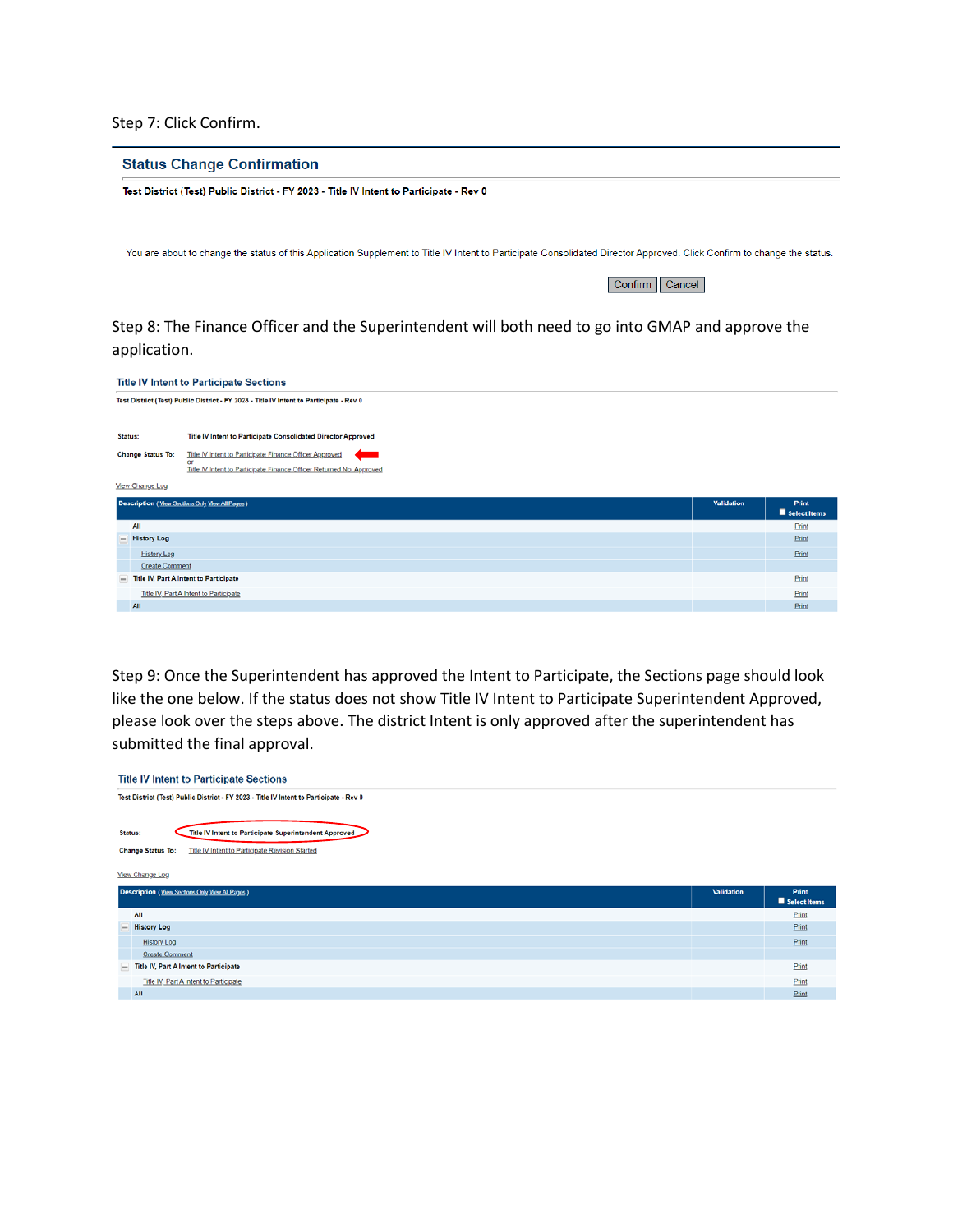Step 7: Click Confirm.

## Status Change Confirmation

**Test District (Test) Public District - FY 2023 - Title IV Intent to Participate - Rev 0**

You are about to change the status of this Application Supplement to Title IV Intent to Participate Consolidated Director Approved. Click Confirm to change the status.

Confirm | Cancel

Step 8: The Finance Officer and the Superintendent will both need to go into GMAP and approve the application.

### Title IV Intent to Participate Sections

**Test District (Test) Public District - FY 2023 - Title IV Intent to Participate - Rev 0**

Status: Title IV Intent to Participate Consolidated Director Approved

Change Status To: Title IV Intent to Participate Finance Officer Approved
or
Title IV Intent to Participate Finance Officer Returned Not Approved

View Change Log

| Description ( View Sections Only View All Pages ) | Validation | Print Select Items |
|---|---|---|
| All | | Print |
| History Log | | Print |
| History Log | | Print |
| Create Comment | | |
| Title IV, Part A Intent to Participate | | Print |
| Title IV, Part A Intent to Participate | | Print |
| All | | Print |

Step 9: Once the Superintendent has approved the Intent to Participate, the Sections page should look like the one below. If the status does not show Title IV Intent to Participate Superintendent Approved, please look over the steps above. The district Intent is only approved after the superintendent has submitted the final approval.

### Title IV Intent to Participate Sections

Test District (Test) Public District - FY 2023 - Title IV Intent to Participate - Rev 0

Status: **Title IV Intent to Participate Superintendent Approved**

Change Status To: Title IV Intent to Participate Revision Started

View Change Log

| Description ( View Sections Only View All Pages ) | Validation | Print Select Items |
|---|---|---|
| All | | Print |
| History Log | | Print |
| History Log | | Print |
| Create Comment | | |
| Title IV, Part A Intent to Participate | | Print |
| Title IV, Part A Intent to Participate | | Print |
| All | | Print |